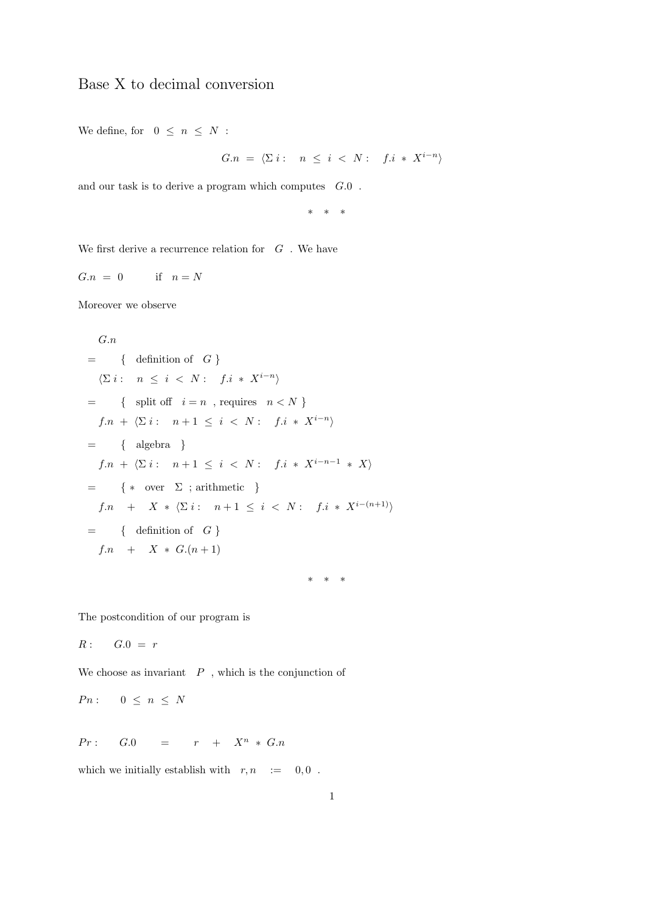# Base X to decimal conversion

We define, for $0 \le n \le N$ :

$$G.n \ = \ \langle \Sigma\, i : \quad n \ \le \ i \ < \ N : \quad f.i \ * \ X^{i-n} \rangle$$

and our task is to derive a program which computes $G.0$ .

\* \* \*

We first derive a recurrence relation for $G$ . We have

$G.n \ = \ 0$ if $n = N$

Moreover we observe

$$
\begin{aligned}
& G.n \\
= & \quad \{ \ \text{definition of} \ \ G \ \} \\
& \langle \Sigma\, i : \quad n \ \le \ i \ < \ N : \quad f.i \ * \ X^{i-n} \rangle \\
= & \quad \{ \ \text{split off} \ \ i = n \ \text{, requires} \ \ n < N \ \} \\
& f.n \ + \ \langle \Sigma\, i : \quad n+1 \ \le \ i \ < \ N : \quad f.i \ * \ X^{i-n} \rangle \\
= & \quad \{ \ \text{algebra} \ \} \\
& f.n \ + \ \langle \Sigma\, i : \quad n+1 \ \le \ i \ < \ N : \quad f.i \ * \ X^{i-n-1} \ * \ X \rangle \\
= & \quad \{ \ * \ \text{over} \ \ \Sigma \ \text{; arithmetic} \ \} \\
& f.n \quad + \quad X \ * \ \langle \Sigma\, i : \quad n+1 \ \le \ i \ < \ N : \quad f.i \ * \ X^{i-(n+1)} \rangle \\
= & \quad \{ \ \text{definition of} \ \ G \ \} \\
& f.n \quad + \quad X \ * \ G.(n+1)
\end{aligned}
$$

\* \* \*

The postcondition of our program is

$R : \quad G.0 \ = \ r$

We choose as invariant $P$ , which is the conjunction of

$Pn : \quad 0 \ \le \ n \ \le \ N$

$Pr : \quad G.0 \quad = \quad r \quad + \quad X^n \ * \ G.n$

which we initially establish with $r, n \quad := \quad 0, 0$ .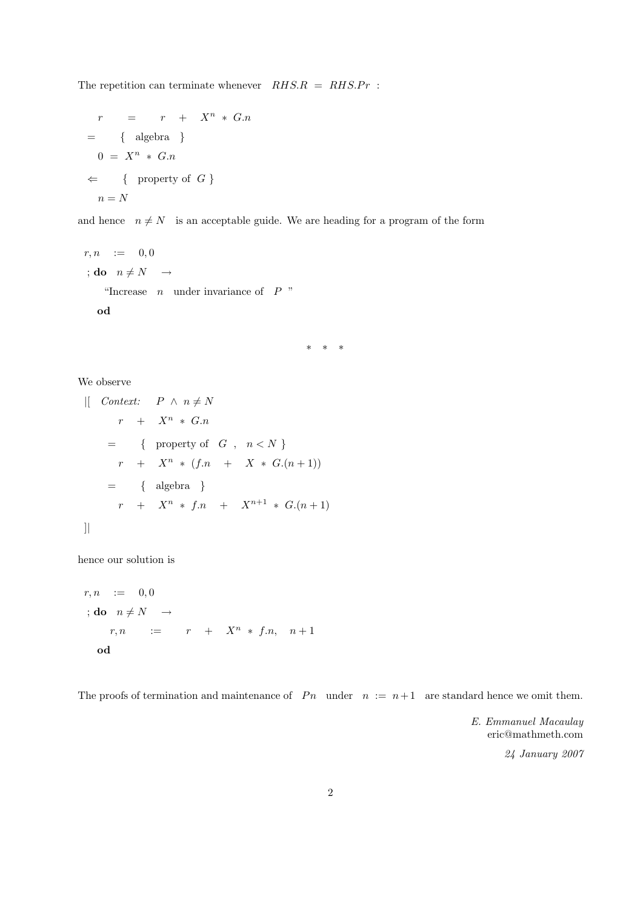The repetition can terminate whenever $RHS.R \; = \; RHS.Pr$ :

$$
\begin{array}{l}
\quad r \;=\; r \;+\; X^n * G.n \\
= \qquad \{ \text{ algebra } \} \\
\quad 0 \;=\; X^n * G.n \\
\Leftarrow \qquad \{ \text{ property of } G \} \\
\quad n = N
\end{array}
$$

and hence $n \neq N$ is an acceptable guide. We are heading for a program of the form

```
 r, n  :=  0, 0
 ; do  n ≠ N  →
      "Increase  n  under invariance of  P "
   od
```

\*   \*   \*

We observe

$$
\begin{array}{l}
|[ \quad \textit{Context:} \quad P \;\wedge\; n \neq N \\
\qquad r \;+\; X^n * G.n \\
\quad = \qquad \{ \text{ property of } G \;,\; n < N \} \\
\qquad r \;+\; X^n * (f.n \;+\; X * G.(n+1)) \\
\quad = \qquad \{ \text{ algebra } \} \\
\qquad r \;+\; X^n * f.n \;+\; X^{n+1} * G.(n+1) \\
]|
\end{array}
$$

hence our solution is

```
 r, n  :=  0, 0
 ; do  n ≠ N  →
      r, n   :=   r  +  X^n * f.n,  n + 1
   od
```

The proofs of termination and maintenance of $Pn$ under $n := n+1$ are standard hence we omit them.

*E. Emmanuel Macaulay*
eric@mathmeth.com

*24 January 2007*